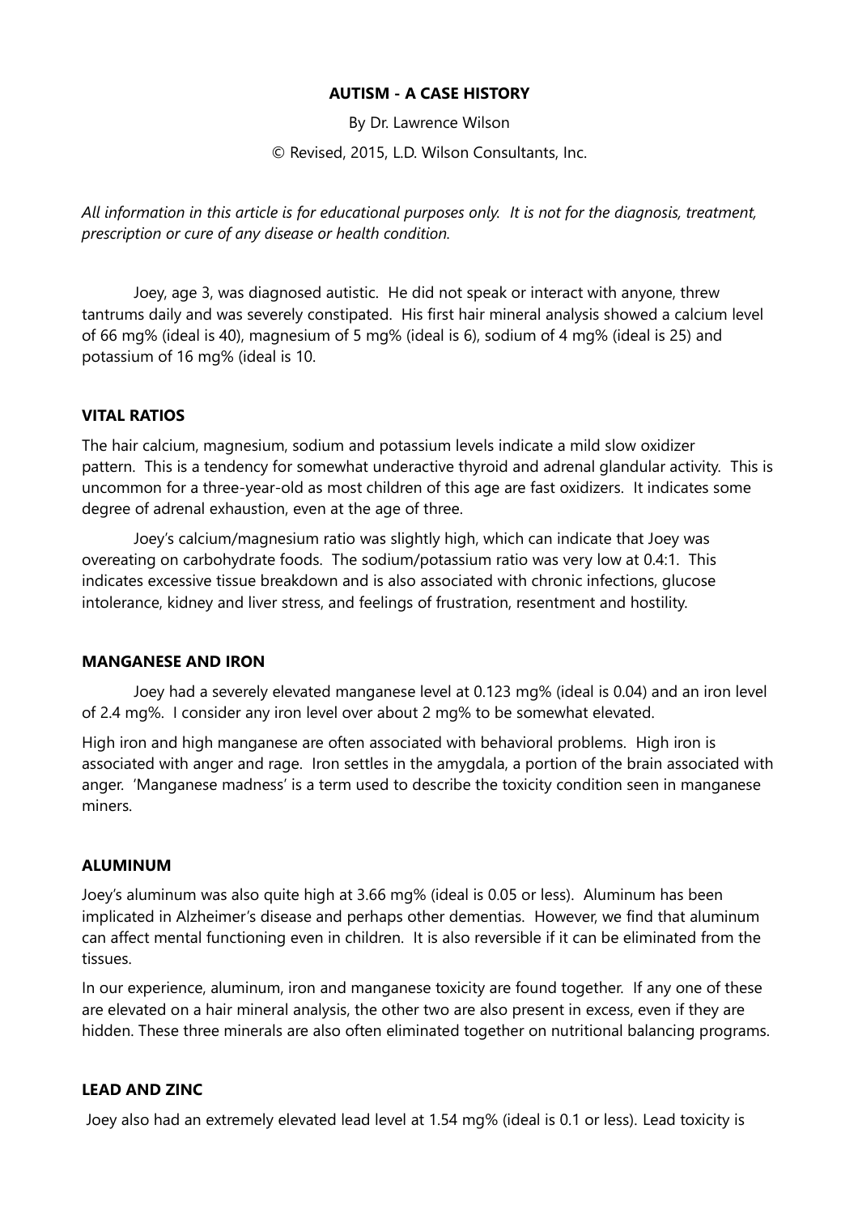**AUTISM - A CASE HISTORY**

By Dr. Lawrence Wilson

© Revised, 2015, L.D. Wilson Consultants, Inc.

*All information in this article is for educational purposes only. It is not for the diagnosis, treatment, prescription or cure of any disease or health condition.*

Joey, age 3, was diagnosed autistic. He did not speak or interact with anyone, threw tantrums daily and was severely constipated. His first hair mineral analysis showed a calcium level of 66 mg% (ideal is 40), magnesium of 5 mg% (ideal is 6), sodium of 4 mg% (ideal is 25) and potassium of 16 mg% (ideal is 10.

## VITAL RATIOS

The hair calcium, magnesium, sodium and potassium levels indicate a mild slow oxidizer pattern. This is a tendency for somewhat underactive thyroid and adrenal glandular activity. This is uncommon for a three-year-old as most children of this age are fast oxidizers. It indicates some degree of adrenal exhaustion, even at the age of three.

Joey's calcium/magnesium ratio was slightly high, which can indicate that Joey was overeating on carbohydrate foods. The sodium/potassium ratio was very low at 0.4:1. This indicates excessive tissue breakdown and is also associated with chronic infections, glucose intolerance, kidney and liver stress, and feelings of frustration, resentment and hostility.

## MANGANESE AND IRON

Joey had a severely elevated manganese level at 0.123 mg% (ideal is 0.04) and an iron level of 2.4 mg%. I consider any iron level over about 2 mg% to be somewhat elevated.

High iron and high manganese are often associated with behavioral problems. High iron is associated with anger and rage. Iron settles in the amygdala, a portion of the brain associated with anger. 'Manganese madness' is a term used to describe the toxicity condition seen in manganese miners.

## ALUMINUM

Joey's aluminum was also quite high at 3.66 mg% (ideal is 0.05 or less). Aluminum has been implicated in Alzheimer's disease and perhaps other dementias. However, we find that aluminum can affect mental functioning even in children. It is also reversible if it can be eliminated from the tissues.

In our experience, aluminum, iron and manganese toxicity are found together. If any one of these are elevated on a hair mineral analysis, the other two are also present in excess, even if they are hidden. These three minerals are also often eliminated together on nutritional balancing programs.

## LEAD AND ZINC

Joey also had an extremely elevated lead level at 1.54 mg% (ideal is 0.1 or less). Lead toxicity is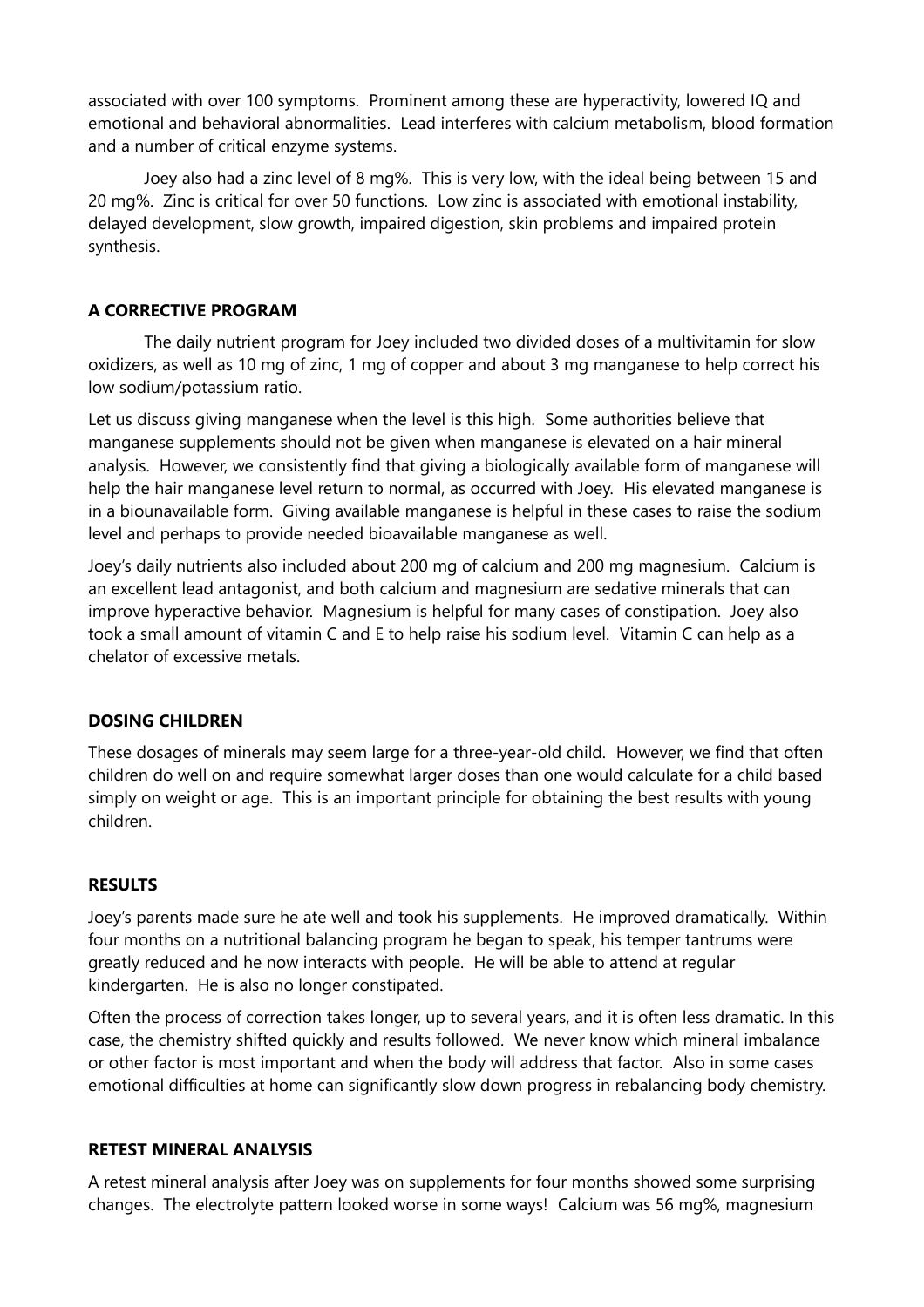associated with over 100 symptoms. Prominent among these are hyperactivity, lowered IQ and emotional and behavioral abnormalities. Lead interferes with calcium metabolism, blood formation and a number of critical enzyme systems.

Joey also had a zinc level of 8 mg%. This is very low, with the ideal being between 15 and 20 mg%. Zinc is critical for over 50 functions. Low zinc is associated with emotional instability, delayed development, slow growth, impaired digestion, skin problems and impaired protein synthesis.

## A CORRECTIVE PROGRAM

The daily nutrient program for Joey included two divided doses of a multivitamin for slow oxidizers, as well as 10 mg of zinc, 1 mg of copper and about 3 mg manganese to help correct his low sodium/potassium ratio.

Let us discuss giving manganese when the level is this high. Some authorities believe that manganese supplements should not be given when manganese is elevated on a hair mineral analysis. However, we consistently find that giving a biologically available form of manganese will help the hair manganese level return to normal, as occurred with Joey. His elevated manganese is in a biounavailable form. Giving available manganese is helpful in these cases to raise the sodium level and perhaps to provide needed bioavailable manganese as well.

Joey's daily nutrients also included about 200 mg of calcium and 200 mg magnesium. Calcium is an excellent lead antagonist, and both calcium and magnesium are sedative minerals that can improve hyperactive behavior. Magnesium is helpful for many cases of constipation. Joey also took a small amount of vitamin C and E to help raise his sodium level. Vitamin C can help as a chelator of excessive metals.

## DOSING CHILDREN

These dosages of minerals may seem large for a three-year-old child. However, we find that often children do well on and require somewhat larger doses than one would calculate for a child based simply on weight or age. This is an important principle for obtaining the best results with young children.

## RESULTS

Joey's parents made sure he ate well and took his supplements. He improved dramatically. Within four months on a nutritional balancing program he began to speak, his temper tantrums were greatly reduced and he now interacts with people. He will be able to attend at regular kindergarten. He is also no longer constipated.

Often the process of correction takes longer, up to several years, and it is often less dramatic. In this case, the chemistry shifted quickly and results followed. We never know which mineral imbalance or other factor is most important and when the body will address that factor. Also in some cases emotional difficulties at home can significantly slow down progress in rebalancing body chemistry.

## RETEST MINERAL ANALYSIS

A retest mineral analysis after Joey was on supplements for four months showed some surprising changes. The electrolyte pattern looked worse in some ways! Calcium was 56 mg%, magnesium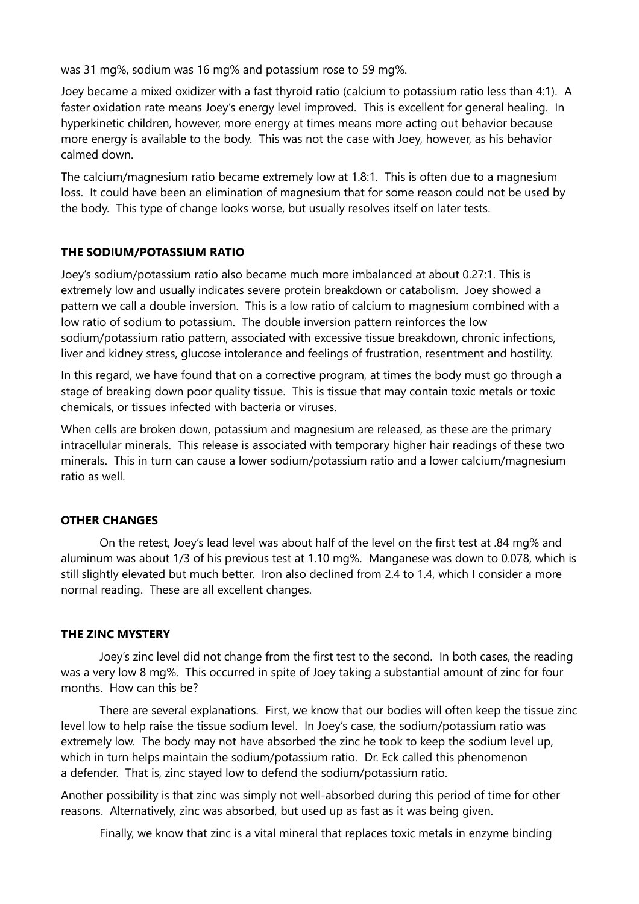was 31 mg%, sodium was 16 mg% and potassium rose to 59 mg%.

Joey became a mixed oxidizer with a fast thyroid ratio (calcium to potassium ratio less than 4:1). A faster oxidation rate means Joey's energy level improved. This is excellent for general healing. In hyperkinetic children, however, more energy at times means more acting out behavior because more energy is available to the body. This was not the case with Joey, however, as his behavior calmed down.

The calcium/magnesium ratio became extremely low at 1.8:1. This is often due to a magnesium loss. It could have been an elimination of magnesium that for some reason could not be used by the body. This type of change looks worse, but usually resolves itself on later tests.

## THE SODIUM/POTASSIUM RATIO

Joey's sodium/potassium ratio also became much more imbalanced at about 0.27:1. This is extremely low and usually indicates severe protein breakdown or catabolism. Joey showed a pattern we call a double inversion. This is a low ratio of calcium to magnesium combined with a low ratio of sodium to potassium. The double inversion pattern reinforces the low sodium/potassium ratio pattern, associated with excessive tissue breakdown, chronic infections, liver and kidney stress, glucose intolerance and feelings of frustration, resentment and hostility.

In this regard, we have found that on a corrective program, at times the body must go through a stage of breaking down poor quality tissue. This is tissue that may contain toxic metals or toxic chemicals, or tissues infected with bacteria or viruses.

When cells are broken down, potassium and magnesium are released, as these are the primary intracellular minerals. This release is associated with temporary higher hair readings of these two minerals. This in turn can cause a lower sodium/potassium ratio and a lower calcium/magnesium ratio as well.

## OTHER CHANGES

On the retest, Joey's lead level was about half of the level on the first test at .84 mg% and aluminum was about 1/3 of his previous test at 1.10 mg%. Manganese was down to 0.078, which is still slightly elevated but much better. Iron also declined from 2.4 to 1.4, which I consider a more normal reading. These are all excellent changes.

## THE ZINC MYSTERY

Joey's zinc level did not change from the first test to the second. In both cases, the reading was a very low 8 mg%. This occurred in spite of Joey taking a substantial amount of zinc for four months. How can this be?

There are several explanations. First, we know that our bodies will often keep the tissue zinc level low to help raise the tissue sodium level. In Joey's case, the sodium/potassium ratio was extremely low. The body may not have absorbed the zinc he took to keep the sodium level up, which in turn helps maintain the sodium/potassium ratio. Dr. Eck called this phenomenon a defender. That is, zinc stayed low to defend the sodium/potassium ratio.

Another possibility is that zinc was simply not well-absorbed during this period of time for other reasons. Alternatively, zinc was absorbed, but used up as fast as it was being given.

Finally, we know that zinc is a vital mineral that replaces toxic metals in enzyme binding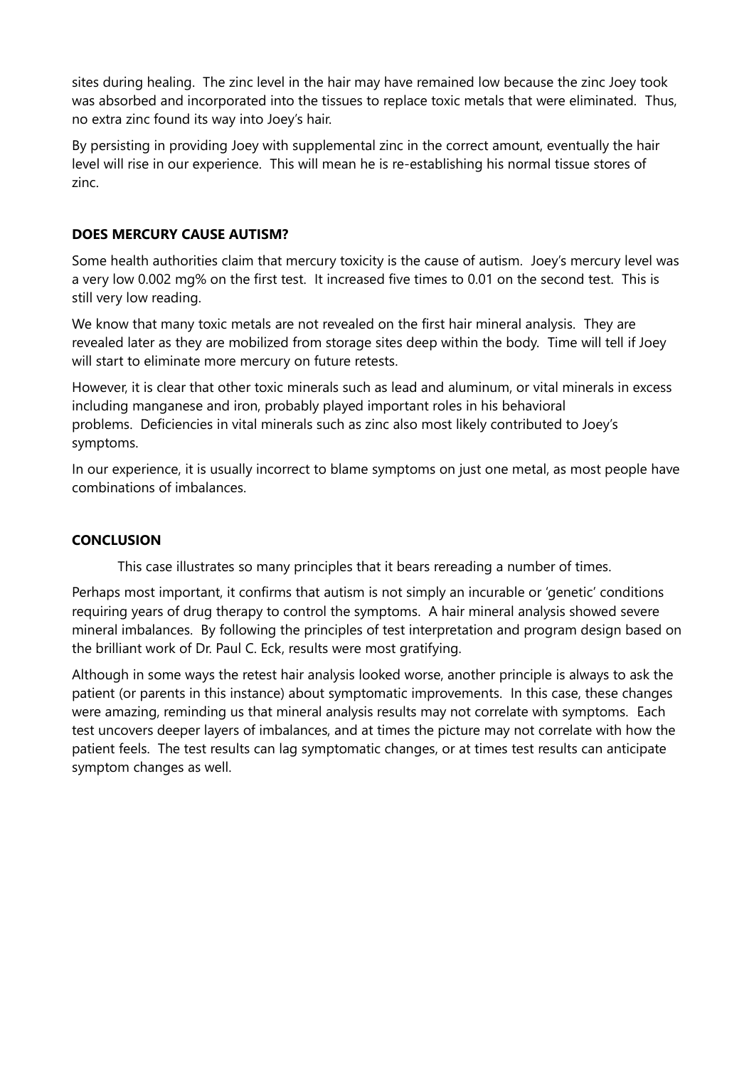sites during healing. The zinc level in the hair may have remained low because the zinc Joey took was absorbed and incorporated into the tissues to replace toxic metals that were eliminated. Thus, no extra zinc found its way into Joey's hair.

By persisting in providing Joey with supplemental zinc in the correct amount, eventually the hair level will rise in our experience. This will mean he is re-establishing his normal tissue stores of zinc.

**DOES MERCURY CAUSE AUTISM?**

Some health authorities claim that mercury toxicity is the cause of autism. Joey's mercury level was a very low 0.002 mg% on the first test. It increased five times to 0.01 on the second test. This is still very low reading.

We know that many toxic metals are not revealed on the first hair mineral analysis. They are revealed later as they are mobilized from storage sites deep within the body. Time will tell if Joey will start to eliminate more mercury on future retests.

However, it is clear that other toxic minerals such as lead and aluminum, or vital minerals in excess including manganese and iron, probably played important roles in his behavioral problems. Deficiencies in vital minerals such as zinc also most likely contributed to Joey's symptoms.

In our experience, it is usually incorrect to blame symptoms on just one metal, as most people have combinations of imbalances.

**CONCLUSION**

This case illustrates so many principles that it bears rereading a number of times.

Perhaps most important, it confirms that autism is not simply an incurable or 'genetic' conditions requiring years of drug therapy to control the symptoms. A hair mineral analysis showed severe mineral imbalances. By following the principles of test interpretation and program design based on the brilliant work of Dr. Paul C. Eck, results were most gratifying.

Although in some ways the retest hair analysis looked worse, another principle is always to ask the patient (or parents in this instance) about symptomatic improvements. In this case, these changes were amazing, reminding us that mineral analysis results may not correlate with symptoms. Each test uncovers deeper layers of imbalances, and at times the picture may not correlate with how the patient feels. The test results can lag symptomatic changes, or at times test results can anticipate symptom changes as well.